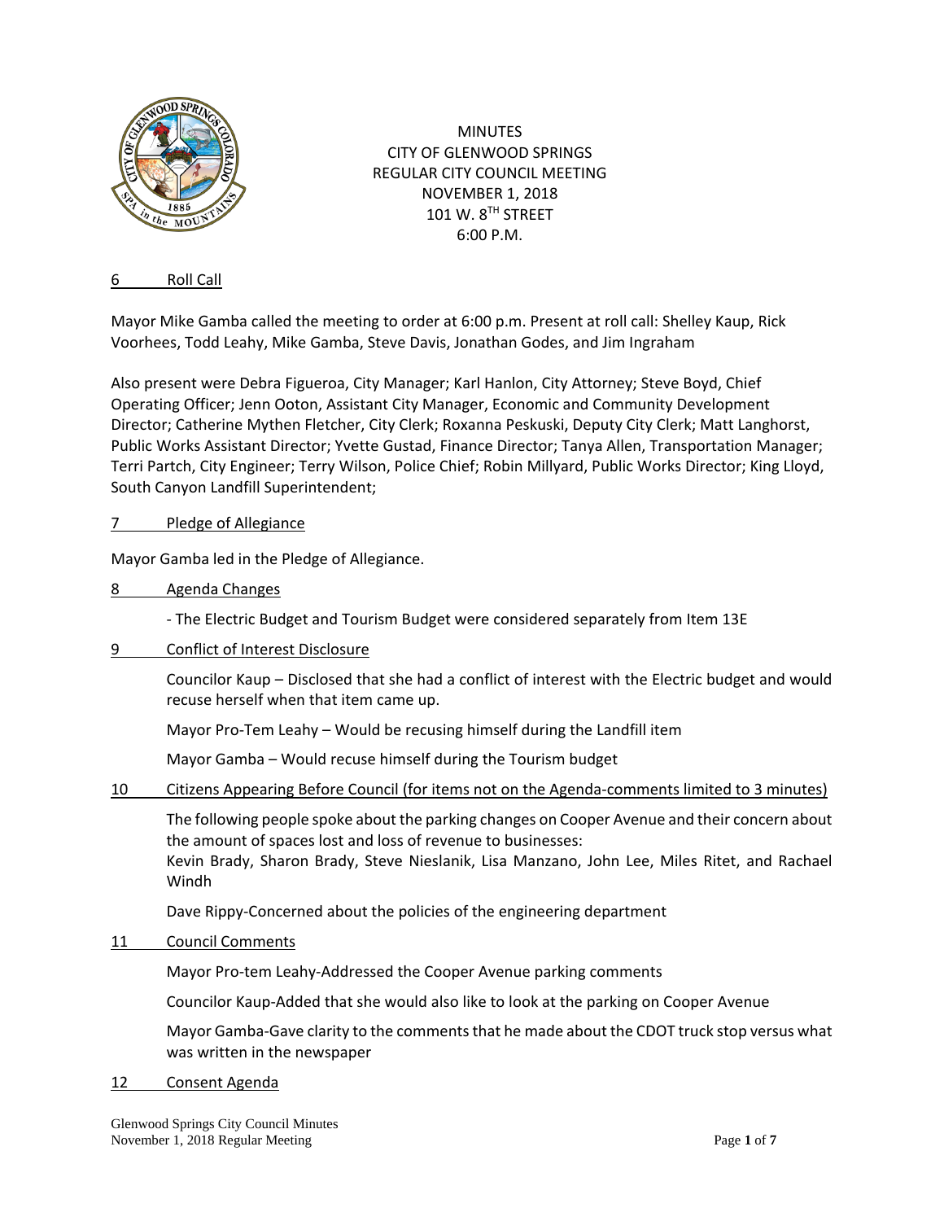MINUTES
CITY OF GLENWOOD SPRINGS
REGULAR CITY COUNCIL MEETING
NOVEMBER 1, 2018
101 W. 8TH STREET
6:00 P.M.

## 6 Roll Call

Mayor Mike Gamba called the meeting to order at 6:00 p.m. Present at roll call: Shelley Kaup, Rick Voorhees, Todd Leahy, Mike Gamba, Steve Davis, Jonathan Godes, and Jim Ingraham

Also present were Debra Figueroa, City Manager; Karl Hanlon, City Attorney; Steve Boyd, Chief Operating Officer; Jenn Ooton, Assistant City Manager, Economic and Community Development Director; Catherine Mythen Fletcher, City Clerk; Roxanna Peskuski, Deputy City Clerk; Matt Langhorst, Public Works Assistant Director; Yvette Gustad, Finance Director; Tanya Allen, Transportation Manager; Terri Partch, City Engineer; Terry Wilson, Police Chief; Robin Millyard, Public Works Director; King Lloyd, South Canyon Landfill Superintendent;

## 7 Pledge of Allegiance

Mayor Gamba led in the Pledge of Allegiance.

## 8 Agenda Changes

- The Electric Budget and Tourism Budget were considered separately from Item 13E

## 9 Conflict of Interest Disclosure

Councilor Kaup – Disclosed that she had a conflict of interest with the Electric budget and would recuse herself when that item came up.

Mayor Pro-Tem Leahy – Would be recusing himself during the Landfill item

Mayor Gamba – Would recuse himself during the Tourism budget

## 10 Citizens Appearing Before Council (for items not on the Agenda-comments limited to 3 minutes)

The following people spoke about the parking changes on Cooper Avenue and their concern about the amount of spaces lost and loss of revenue to businesses:
Kevin Brady, Sharon Brady, Steve Nieslanik, Lisa Manzano, John Lee, Miles Ritet, and Rachael Windh

Dave Rippy-Concerned about the policies of the engineering department

## 11 Council Comments

Mayor Pro-tem Leahy-Addressed the Cooper Avenue parking comments

Councilor Kaup-Added that she would also like to look at the parking on Cooper Avenue

Mayor Gamba-Gave clarity to the comments that he made about the CDOT truck stop versus what was written in the newspaper

## 12 Consent Agenda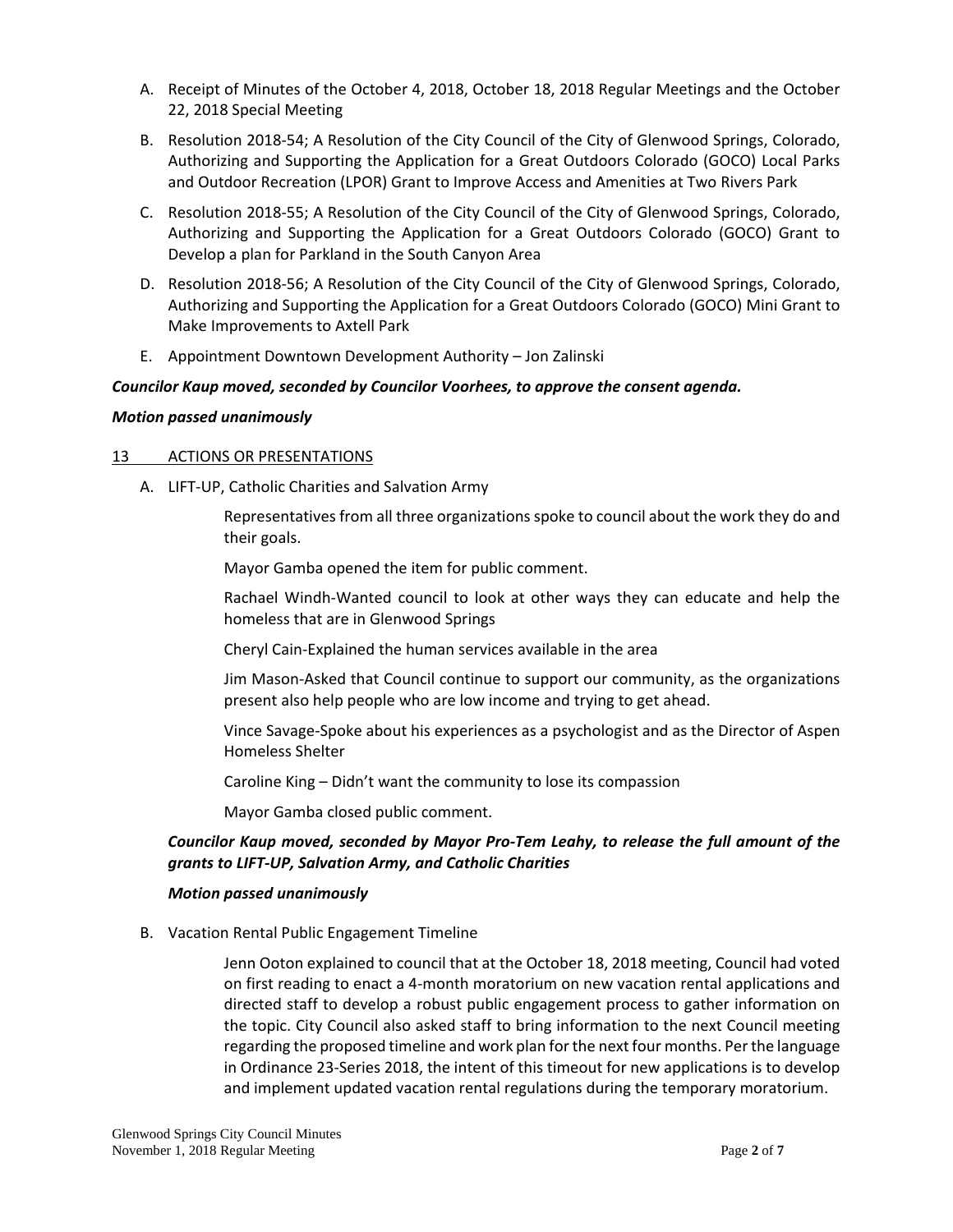A. Receipt of Minutes of the October 4, 2018, October 18, 2018 Regular Meetings and the October 22, 2018 Special Meeting

B. Resolution 2018-54; A Resolution of the City Council of the City of Glenwood Springs, Colorado, Authorizing and Supporting the Application for a Great Outdoors Colorado (GOCO) Local Parks and Outdoor Recreation (LPOR) Grant to Improve Access and Amenities at Two Rivers Park

C. Resolution 2018-55; A Resolution of the City Council of the City of Glenwood Springs, Colorado, Authorizing and Supporting the Application for a Great Outdoors Colorado (GOCO) Grant to Develop a plan for Parkland in the South Canyon Area

D. Resolution 2018-56; A Resolution of the City Council of the City of Glenwood Springs, Colorado, Authorizing and Supporting the Application for a Great Outdoors Colorado (GOCO) Mini Grant to Make Improvements to Axtell Park

E. Appointment Downtown Development Authority – Jon Zalinski

***Councilor Kaup moved, seconded by Councilor Voorhees, to approve the consent agenda.***

***Motion passed unanimously***

## 13 ACTIONS OR PRESENTATIONS

A. LIFT-UP, Catholic Charities and Salvation Army

Representatives from all three organizations spoke to council about the work they do and their goals.

Mayor Gamba opened the item for public comment.

Rachael Windh-Wanted council to look at other ways they can educate and help the homeless that are in Glenwood Springs

Cheryl Cain-Explained the human services available in the area

Jim Mason-Asked that Council continue to support our community, as the organizations present also help people who are low income and trying to get ahead.

Vince Savage-Spoke about his experiences as a psychologist and as the Director of Aspen Homeless Shelter

Caroline King – Didn't want the community to lose its compassion

Mayor Gamba closed public comment.

***Councilor Kaup moved, seconded by Mayor Pro-Tem Leahy, to release the full amount of the grants to LIFT-UP, Salvation Army, and Catholic Charities***

***Motion passed unanimously***

B. Vacation Rental Public Engagement Timeline

Jenn Ooton explained to council that at the October 18, 2018 meeting, Council had voted on first reading to enact a 4-month moratorium on new vacation rental applications and directed staff to develop a robust public engagement process to gather information on the topic. City Council also asked staff to bring information to the next Council meeting regarding the proposed timeline and work plan for the next four months. Per the language in Ordinance 23-Series 2018, the intent of this timeout for new applications is to develop and implement updated vacation rental regulations during the temporary moratorium.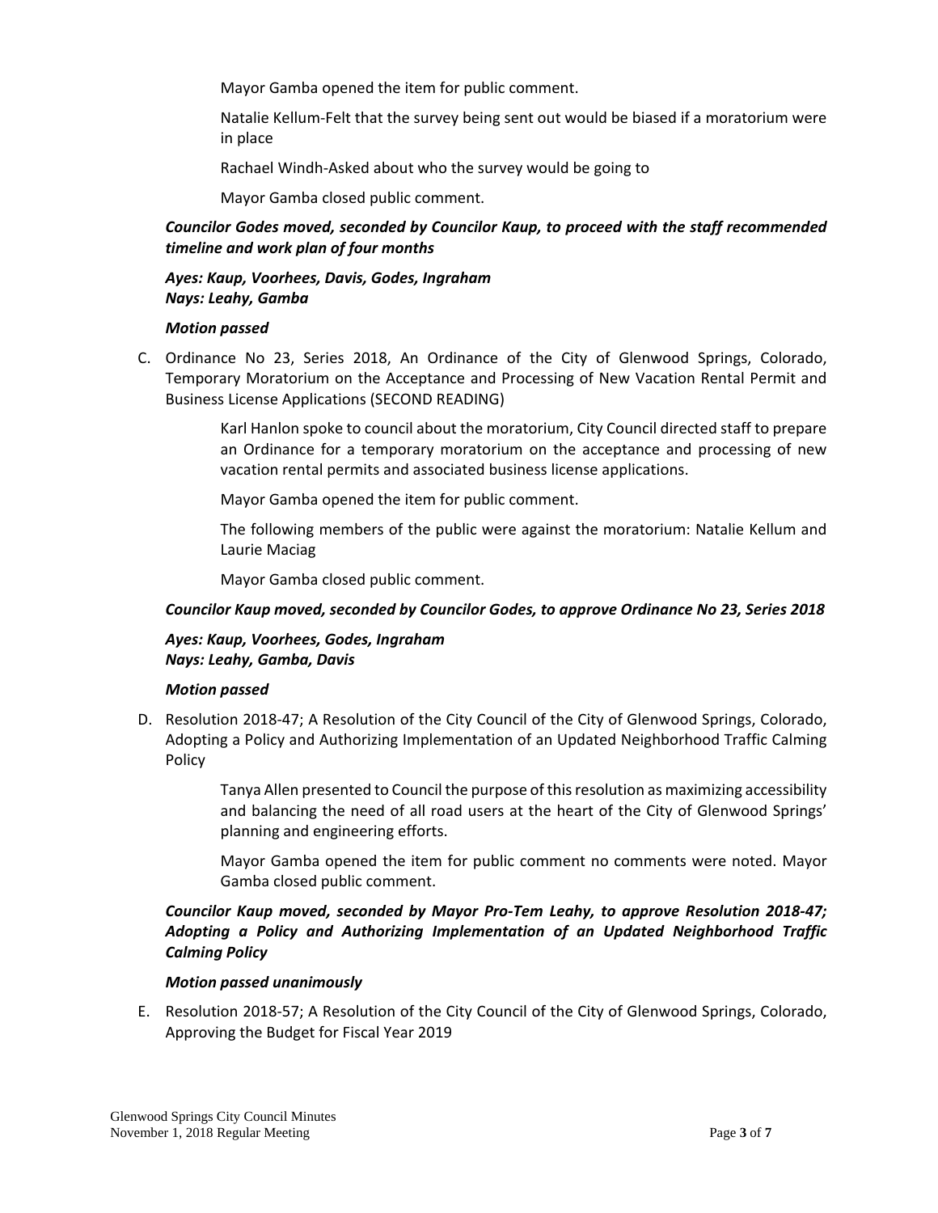Mayor Gamba opened the item for public comment.

Natalie Kellum-Felt that the survey being sent out would be biased if a moratorium were in place

Rachael Windh-Asked about who the survey would be going to

Mayor Gamba closed public comment.

***Councilor Godes moved, seconded by Councilor Kaup, to proceed with the staff recommended timeline and work plan of four months***

***Ayes: Kaup, Voorhees, Davis, Godes, Ingraham***
***Nays: Leahy, Gamba***

***Motion passed***

C. Ordinance No 23, Series 2018, An Ordinance of the City of Glenwood Springs, Colorado, Temporary Moratorium on the Acceptance and Processing of New Vacation Rental Permit and Business License Applications (SECOND READING)

Karl Hanlon spoke to council about the moratorium, City Council directed staff to prepare an Ordinance for a temporary moratorium on the acceptance and processing of new vacation rental permits and associated business license applications.

Mayor Gamba opened the item for public comment.

The following members of the public were against the moratorium: Natalie Kellum and Laurie Maciag

Mayor Gamba closed public comment.

***Councilor Kaup moved, seconded by Councilor Godes, to approve Ordinance No 23, Series 2018***

***Ayes: Kaup, Voorhees, Godes, Ingraham***
***Nays: Leahy, Gamba, Davis***

***Motion passed***

D. Resolution 2018-47; A Resolution of the City Council of the City of Glenwood Springs, Colorado, Adopting a Policy and Authorizing Implementation of an Updated Neighborhood Traffic Calming Policy

Tanya Allen presented to Council the purpose of this resolution as maximizing accessibility and balancing the need of all road users at the heart of the City of Glenwood Springs' planning and engineering efforts.

Mayor Gamba opened the item for public comment no comments were noted. Mayor Gamba closed public comment.

***Councilor Kaup moved, seconded by Mayor Pro-Tem Leahy, to approve Resolution 2018-47; Adopting a Policy and Authorizing Implementation of an Updated Neighborhood Traffic Calming Policy***

***Motion passed unanimously***

E. Resolution 2018-57; A Resolution of the City Council of the City of Glenwood Springs, Colorado, Approving the Budget for Fiscal Year 2019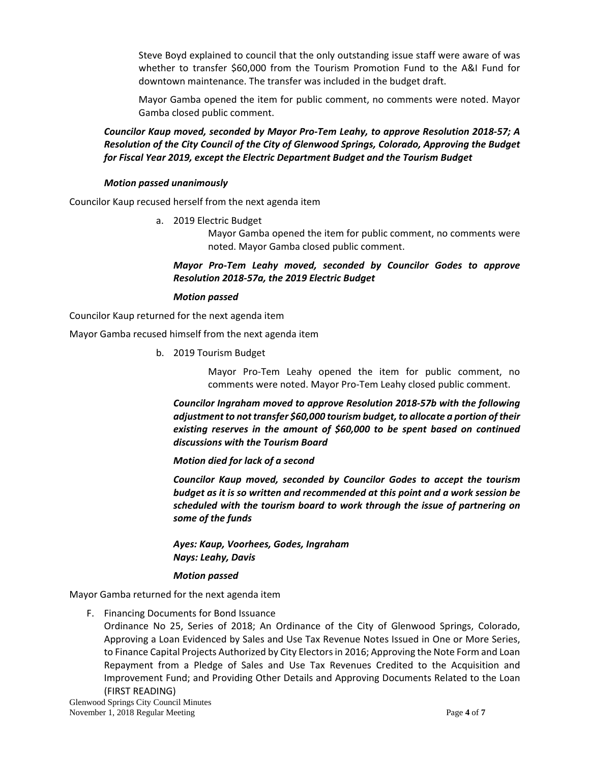Steve Boyd explained to council that the only outstanding issue staff were aware of was whether to transfer $60,000 from the Tourism Promotion Fund to the A&I Fund for downtown maintenance. The transfer was included in the budget draft.

Mayor Gamba opened the item for public comment, no comments were noted. Mayor Gamba closed public comment.

***Councilor Kaup moved, seconded by Mayor Pro-Tem Leahy, to approve Resolution 2018-57; A Resolution of the City Council of the City of Glenwood Springs, Colorado, Approving the Budget for Fiscal Year 2019, except the Electric Department Budget and the Tourism Budget***

***Motion passed unanimously***

Councilor Kaup recused herself from the next agenda item

a. 2019 Electric Budget

Mayor Gamba opened the item for public comment, no comments were noted. Mayor Gamba closed public comment.

***Mayor Pro-Tem Leahy moved, seconded by Councilor Godes to approve Resolution 2018-57a, the 2019 Electric Budget***

***Motion passed***

Councilor Kaup returned for the next agenda item

Mayor Gamba recused himself from the next agenda item

b. 2019 Tourism Budget

Mayor Pro-Tem Leahy opened the item for public comment, no comments were noted. Mayor Pro-Tem Leahy closed public comment.

***Councilor Ingraham moved to approve Resolution 2018-57b with the following adjustment to not transfer $60,000 tourism budget, to allocate a portion of their existing reserves in the amount of $60,000 to be spent based on continued discussions with the Tourism Board***

***Motion died for lack of a second***

***Councilor Kaup moved, seconded by Councilor Godes to accept the tourism budget as it is so written and recommended at this point and a work session be scheduled with the tourism board to work through the issue of partnering on some of the funds***

***Ayes: Kaup, Voorhees, Godes, Ingraham***
***Nays: Leahy, Davis***

***Motion passed***

Mayor Gamba returned for the next agenda item

F. Financing Documents for Bond Issuance

Ordinance No 25, Series of 2018; An Ordinance of the City of Glenwood Springs, Colorado, Approving a Loan Evidenced by Sales and Use Tax Revenue Notes Issued in One or More Series, to Finance Capital Projects Authorized by City Electors in 2016; Approving the Note Form and Loan Repayment from a Pledge of Sales and Use Tax Revenues Credited to the Acquisition and Improvement Fund; and Providing Other Details and Approving Documents Related to the Loan (FIRST READING)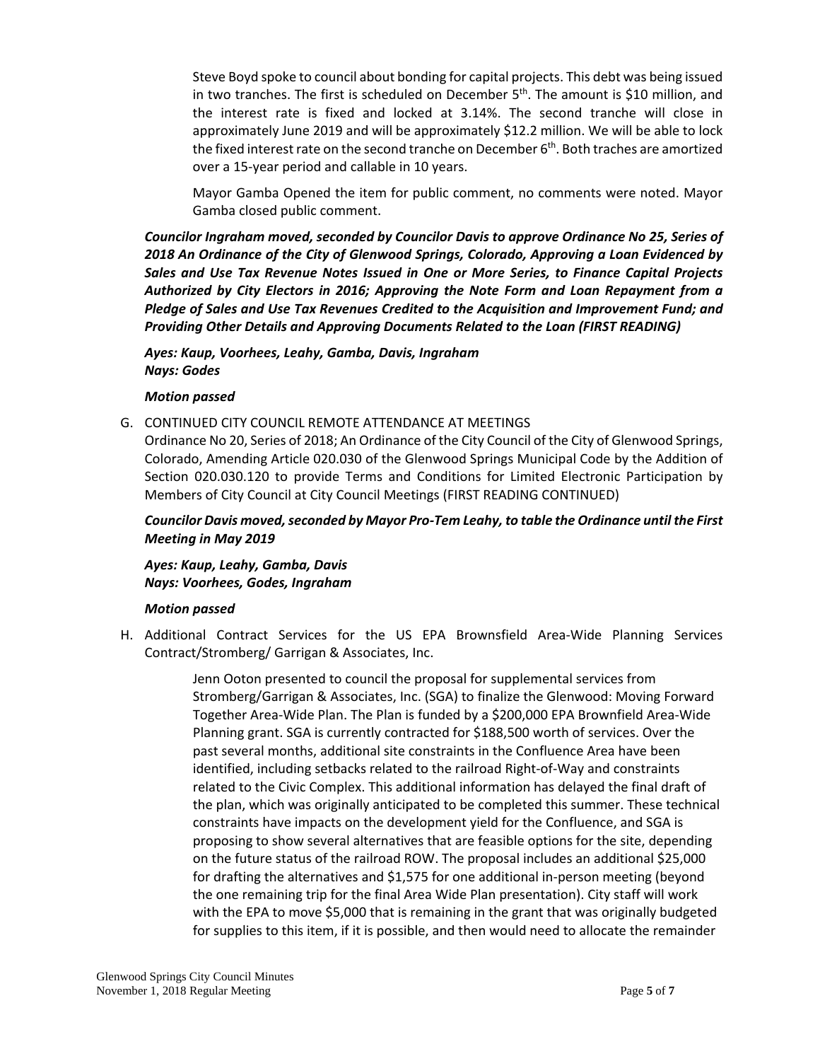Steve Boyd spoke to council about bonding for capital projects. This debt was being issued in two tranches. The first is scheduled on December 5th. The amount is $10 million, and the interest rate is fixed and locked at 3.14%. The second tranche will close in approximately June 2019 and will be approximately $12.2 million. We will be able to lock the fixed interest rate on the second tranche on December 6th. Both traches are amortized over a 15-year period and callable in 10 years.

Mayor Gamba Opened the item for public comment, no comments were noted. Mayor Gamba closed public comment.

***Councilor Ingraham moved, seconded by Councilor Davis to approve Ordinance No 25, Series of 2018 An Ordinance of the City of Glenwood Springs, Colorado, Approving a Loan Evidenced by Sales and Use Tax Revenue Notes Issued in One or More Series, to Finance Capital Projects Authorized by City Electors in 2016; Approving the Note Form and Loan Repayment from a Pledge of Sales and Use Tax Revenues Credited to the Acquisition and Improvement Fund; and Providing Other Details and Approving Documents Related to the Loan (FIRST READING)***

***Ayes: Kaup, Voorhees, Leahy, Gamba, Davis, Ingraham***
***Nays: Godes***

***Motion passed***

G. CONTINUED CITY COUNCIL REMOTE ATTENDANCE AT MEETINGS
Ordinance No 20, Series of 2018; An Ordinance of the City Council of the City of Glenwood Springs, Colorado, Amending Article 020.030 of the Glenwood Springs Municipal Code by the Addition of Section 020.030.120 to provide Terms and Conditions for Limited Electronic Participation by Members of City Council at City Council Meetings (FIRST READING CONTINUED)

***Councilor Davis moved, seconded by Mayor Pro-Tem Leahy, to table the Ordinance until the First Meeting in May 2019***

***Ayes: Kaup, Leahy, Gamba, Davis***
***Nays: Voorhees, Godes, Ingraham***

***Motion passed***

H. Additional Contract Services for the US EPA Brownsfield Area-Wide Planning Services Contract/Stromberg/ Garrigan & Associates, Inc.

Jenn Ooton presented to council the proposal for supplemental services from Stromberg/Garrigan & Associates, Inc. (SGA) to finalize the Glenwood: Moving Forward Together Area-Wide Plan. The Plan is funded by a $200,000 EPA Brownfield Area-Wide Planning grant. SGA is currently contracted for $188,500 worth of services. Over the past several months, additional site constraints in the Confluence Area have been identified, including setbacks related to the railroad Right-of-Way and constraints related to the Civic Complex. This additional information has delayed the final draft of the plan, which was originally anticipated to be completed this summer. These technical constraints have impacts on the development yield for the Confluence, and SGA is proposing to show several alternatives that are feasible options for the site, depending on the future status of the railroad ROW. The proposal includes an additional $25,000 for drafting the alternatives and $1,575 for one additional in-person meeting (beyond the one remaining trip for the final Area Wide Plan presentation). City staff will work with the EPA to move $5,000 that is remaining in the grant that was originally budgeted for supplies to this item, if it is possible, and then would need to allocate the remainder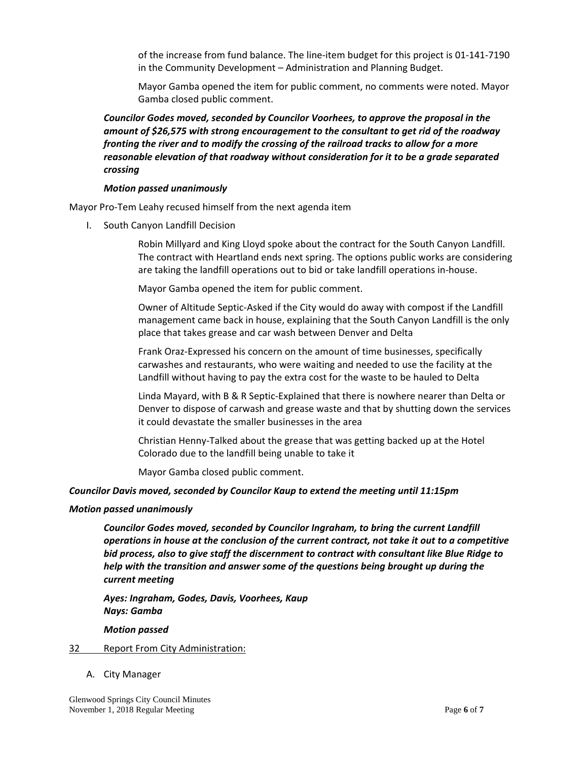of the increase from fund balance. The line-item budget for this project is 01-141-7190 in the Community Development – Administration and Planning Budget.

Mayor Gamba opened the item for public comment, no comments were noted. Mayor Gamba closed public comment.

***Councilor Godes moved, seconded by Councilor Voorhees, to approve the proposal in the amount of $26,575 with strong encouragement to the consultant to get rid of the roadway fronting the river and to modify the crossing of the railroad tracks to allow for a more reasonable elevation of that roadway without consideration for it to be a grade separated crossing***

***Motion passed unanimously***

Mayor Pro-Tem Leahy recused himself from the next agenda item

I. South Canyon Landfill Decision

Robin Millyard and King Lloyd spoke about the contract for the South Canyon Landfill. The contract with Heartland ends next spring. The options public works are considering are taking the landfill operations out to bid or take landfill operations in-house.

Mayor Gamba opened the item for public comment.

Owner of Altitude Septic-Asked if the City would do away with compost if the Landfill management came back in house, explaining that the South Canyon Landfill is the only place that takes grease and car wash between Denver and Delta

Frank Oraz-Expressed his concern on the amount of time businesses, specifically carwashes and restaurants, who were waiting and needed to use the facility at the Landfill without having to pay the extra cost for the waste to be hauled to Delta

Linda Mayard, with B & R Septic-Explained that there is nowhere nearer than Delta or Denver to dispose of carwash and grease waste and that by shutting down the services it could devastate the smaller businesses in the area

Christian Henny-Talked about the grease that was getting backed up at the Hotel Colorado due to the landfill being unable to take it

Mayor Gamba closed public comment.

***Councilor Davis moved, seconded by Councilor Kaup to extend the meeting until 11:15pm***

***Motion passed unanimously***

***Councilor Godes moved, seconded by Councilor Ingraham, to bring the current Landfill operations in house at the conclusion of the current contract, not take it out to a competitive bid process, also to give staff the discernment to contract with consultant like Blue Ridge to help with the transition and answer some of the questions being brought up during the current meeting***

***Ayes: Ingraham, Godes, Davis, Voorhees, Kaup***
***Nays: Gamba***

***Motion passed***

32 Report From City Administration:

A. City Manager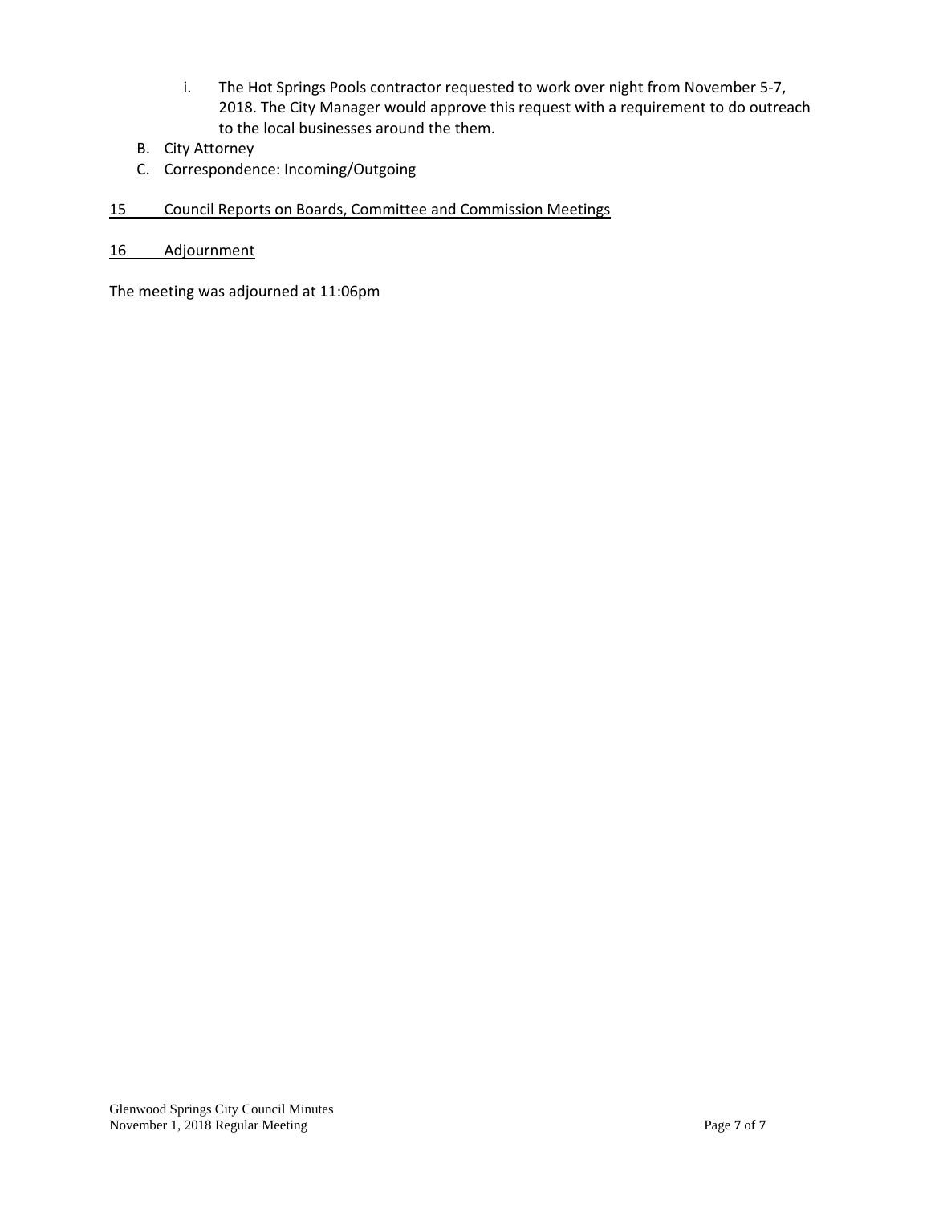i. The Hot Springs Pools contractor requested to work over night from November 5-7, 2018. The City Manager would approve this request with a requirement to do outreach to the local businesses around the them.

B. City Attorney

C. Correspondence: Incoming/Outgoing

## 15 Council Reports on Boards, Committee and Commission Meetings

## 16 Adjournment

The meeting was adjourned at 11:06pm